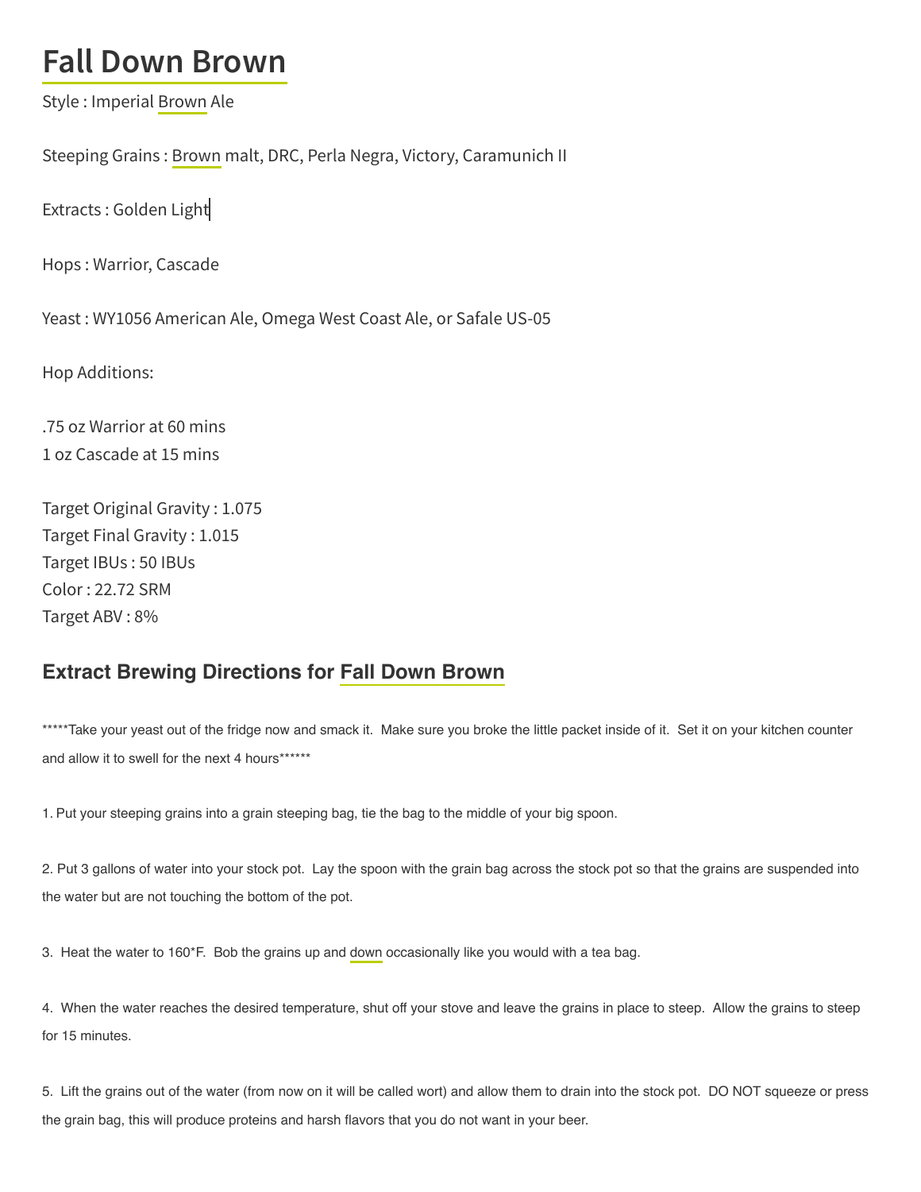# Fall Down Brown

Style : Imperial Brown Ale

Steeping Grains : Brown malt, DRC, Perla Negra, Victory, Caramunich II

Extracts : Golden Light

Hops : Warrior, Cascade

Yeast : WY1056 American Ale, Omega West Coast Ale, or Safale US-05

Hop Additions:

.75 oz Warrior at 60 mins
1 oz Cascade at 15 mins

Target Original Gravity : 1.075
Target Final Gravity : 1.015
Target IBUs : 50 IBUs
Color : 22.72 SRM
Target ABV : 8%

## Extract Brewing Directions for Fall Down Brown

*****Take your yeast out of the fridge now and smack it. Make sure you broke the little packet inside of it. Set it on your kitchen counter and allow it to swell for the next 4 hours******

1. Put your steeping grains into a grain steeping bag, tie the bag to the middle of your big spoon.

2. Put 3 gallons of water into your stock pot. Lay the spoon with the grain bag across the stock pot so that the grains are suspended into the water but are not touching the bottom of the pot.

3. Heat the water to 160*F. Bob the grains up and down occasionally like you would with a tea bag.

4. When the water reaches the desired temperature, shut off your stove and leave the grains in place to steep. Allow the grains to steep for 15 minutes.

5. Lift the grains out of the water (from now on it will be called wort) and allow them to drain into the stock pot. DO NOT squeeze or press the grain bag, this will produce proteins and harsh flavors that you do not want in your beer.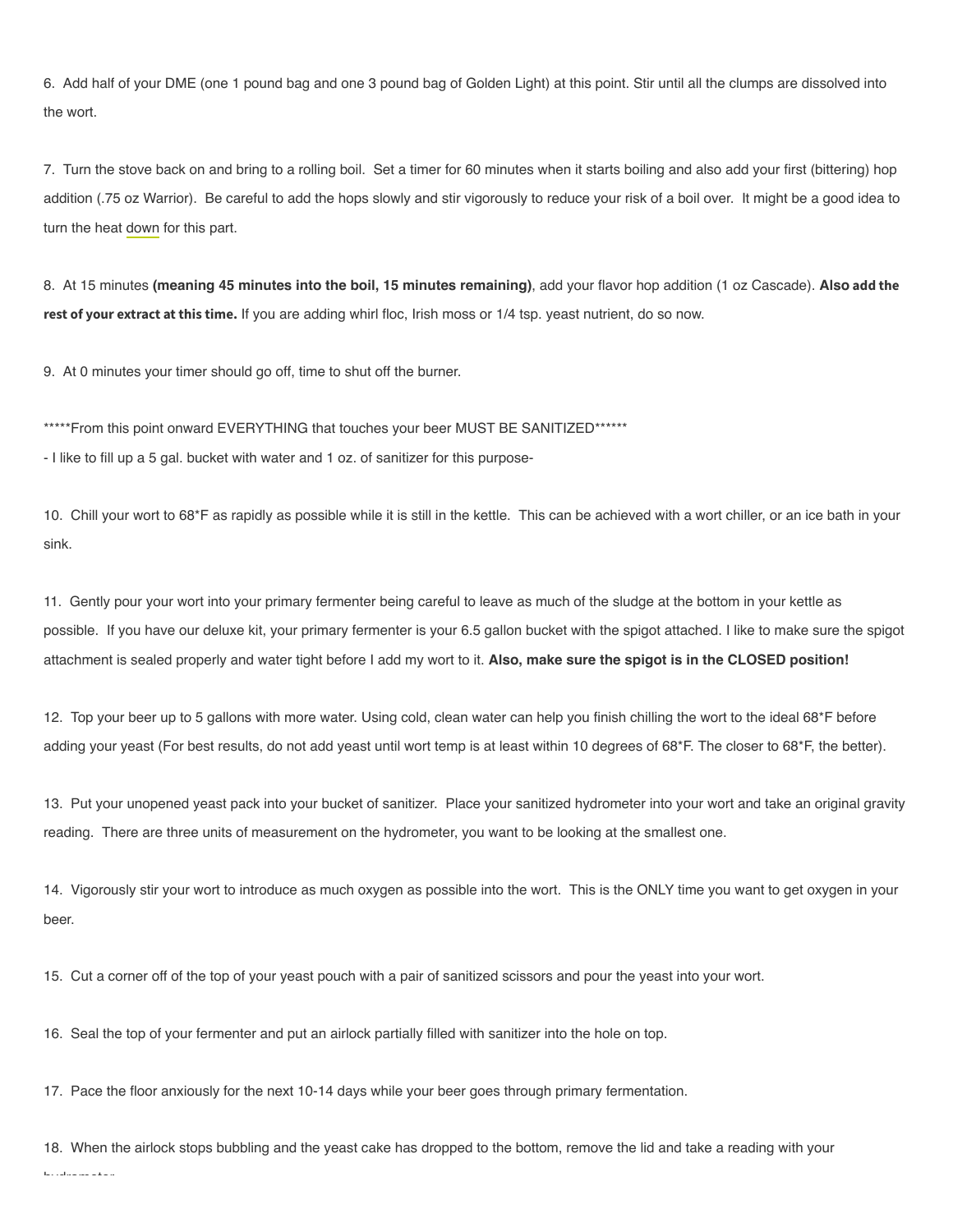6. Add half of your DME (one 1 pound bag and one 3 pound bag of Golden Light) at this point. Stir until all the clumps are dissolved into the wort.

7. Turn the stove back on and bring to a rolling boil. Set a timer for 60 minutes when it starts boiling and also add your first (bittering) hop addition (.75 oz Warrior). Be careful to add the hops slowly and stir vigorously to reduce your risk of a boil over. It might be a good idea to turn the heat down for this part.

8. At 15 minutes **(meaning 45 minutes into the boil, 15 minutes remaining)**, add your flavor hop addition (1 oz Cascade). **Also add the rest of your extract at this time.** If you are adding whirl floc, Irish moss or 1/4 tsp. yeast nutrient, do so now.

9. At 0 minutes your timer should go off, time to shut off the burner.

*****From this point onward EVERYTHING that touches your beer MUST BE SANITIZED******

- I like to fill up a 5 gal. bucket with water and 1 oz. of sanitizer for this purpose-

10. Chill your wort to 68*F as rapidly as possible while it is still in the kettle. This can be achieved with a wort chiller, or an ice bath in your sink.

11. Gently pour your wort into your primary fermenter being careful to leave as much of the sludge at the bottom in your kettle as possible. If you have our deluxe kit, your primary fermenter is your 6.5 gallon bucket with the spigot attached. I like to make sure the spigot attachment is sealed properly and water tight before I add my wort to it. **Also, make sure the spigot is in the CLOSED position!**

12. Top your beer up to 5 gallons with more water. Using cold, clean water can help you finish chilling the wort to the ideal 68*F before adding your yeast (For best results, do not add yeast until wort temp is at least within 10 degrees of 68*F. The closer to 68*F, the better).

13. Put your unopened yeast pack into your bucket of sanitizer. Place your sanitized hydrometer into your wort and take an original gravity reading. There are three units of measurement on the hydrometer, you want to be looking at the smallest one.

14. Vigorously stir your wort to introduce as much oxygen as possible into the wort. This is the ONLY time you want to get oxygen in your beer.

15. Cut a corner off of the top of your yeast pouch with a pair of sanitized scissors and pour the yeast into your wort.

16. Seal the top of your fermenter and put an airlock partially filled with sanitizer into the hole on top.

17. Pace the floor anxiously for the next 10-14 days while your beer goes through primary fermentation.

18. When the airlock stops bubbling and the yeast cake has dropped to the bottom, remove the lid and take a reading with your hydrometer.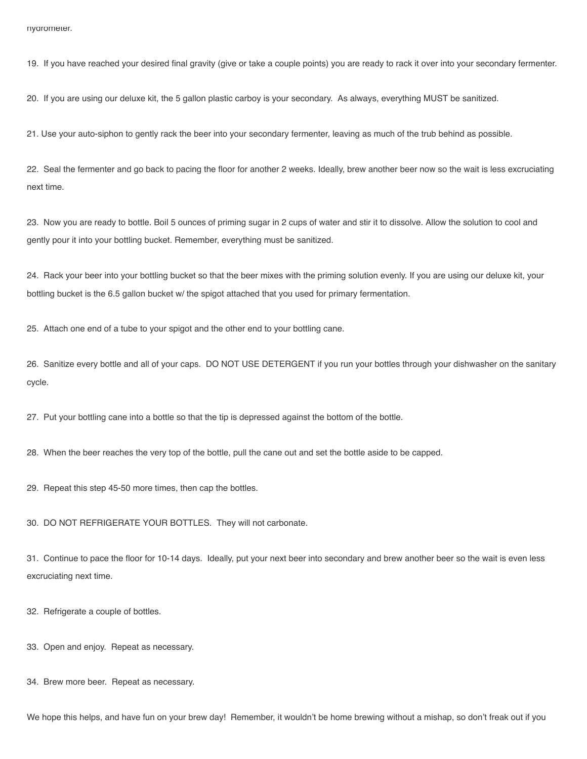hydrometer.

19. If you have reached your desired final gravity (give or take a couple points) you are ready to rack it over into your secondary fermenter.

20. If you are using our deluxe kit, the 5 gallon plastic carboy is your secondary. As always, everything MUST be sanitized.

21. Use your auto-siphon to gently rack the beer into your secondary fermenter, leaving as much of the trub behind as possible.

22. Seal the fermenter and go back to pacing the floor for another 2 weeks. Ideally, brew another beer now so the wait is less excruciating next time.

23. Now you are ready to bottle. Boil 5 ounces of priming sugar in 2 cups of water and stir it to dissolve. Allow the solution to cool and gently pour it into your bottling bucket. Remember, everything must be sanitized.

24. Rack your beer into your bottling bucket so that the beer mixes with the priming solution evenly. If you are using our deluxe kit, your bottling bucket is the 6.5 gallon bucket w/ the spigot attached that you used for primary fermentation.

25. Attach one end of a tube to your spigot and the other end to your bottling cane.

26. Sanitize every bottle and all of your caps. DO NOT USE DETERGENT if you run your bottles through your dishwasher on the sanitary cycle.

27. Put your bottling cane into a bottle so that the tip is depressed against the bottom of the bottle.

28. When the beer reaches the very top of the bottle, pull the cane out and set the bottle aside to be capped.

29. Repeat this step 45-50 more times, then cap the bottles.

30. DO NOT REFRIGERATE YOUR BOTTLES. They will not carbonate.

31. Continue to pace the floor for 10-14 days. Ideally, put your next beer into secondary and brew another beer so the wait is even less excruciating next time.

32. Refrigerate a couple of bottles.

33. Open and enjoy. Repeat as necessary.

34. Brew more beer. Repeat as necessary.

We hope this helps, and have fun on your brew day! Remember, it wouldn't be home brewing without a mishap, so don't freak out if you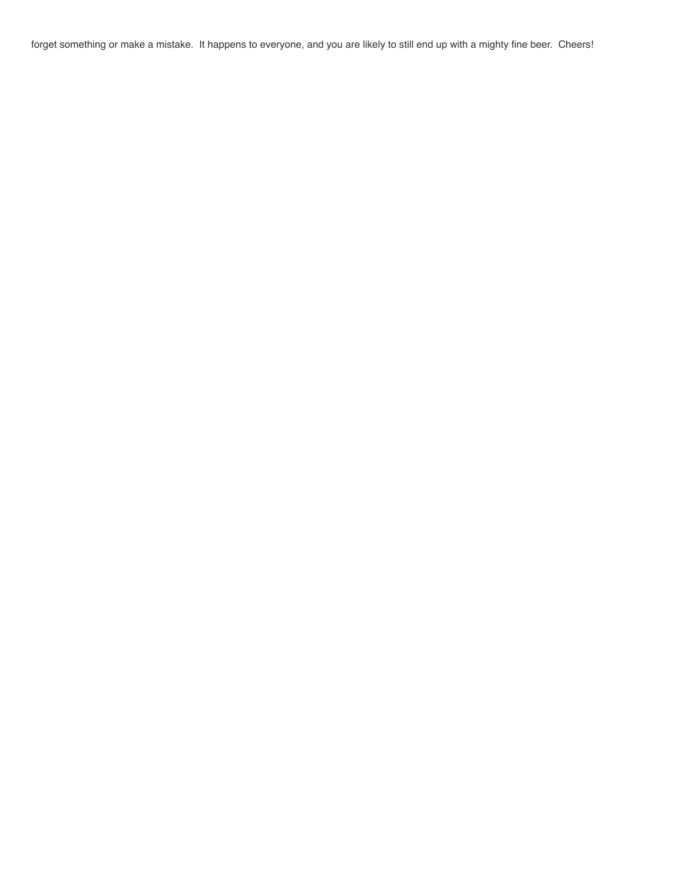forget something or make a mistake.  It happens to everyone, and you are likely to still end up with a mighty fine beer.  Cheers!